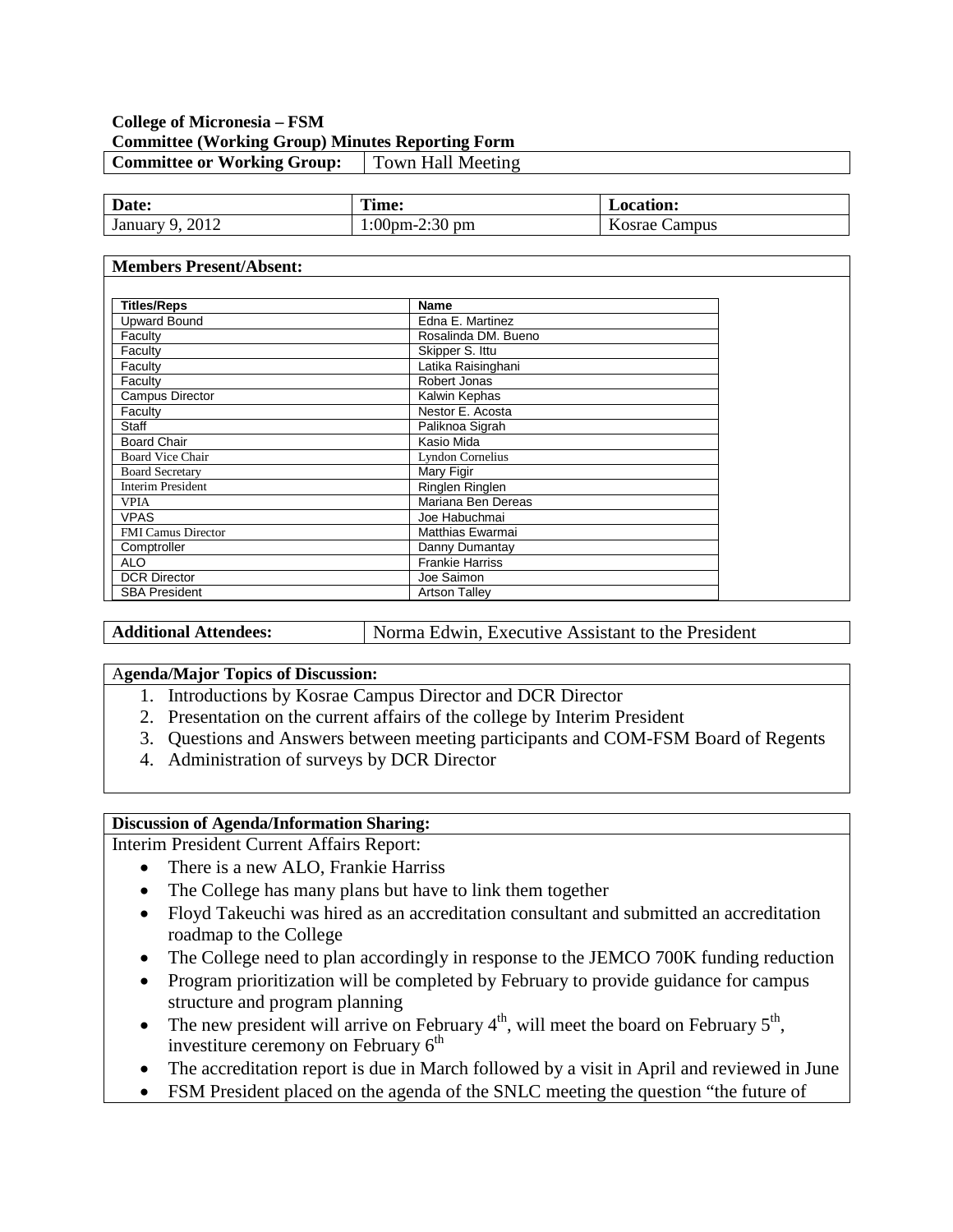**College of Micronesia – FSM**
**Committee (Working Group) Minutes Reporting Form**

| **Committee or Working Group:** | Town Hall Meeting |
|---|---|

| **Date:** | **Time:** | **Location:** |
|---|---|---|
| January 9, 2012 | 1:00pm-2:30 pm | Kosrae Campus |

**Members Present/Absent:**

| **Titles/Reps** | **Name** |
|---|---|
| Upward Bound | Edna E. Martinez |
| Faculty | Rosalinda DM. Bueno |
| Faculty | Skipper S. Ittu |
| Faculty | Latika Raisinghani |
| Faculty | Robert Jonas |
| Campus Director | Kalwin Kephas |
| Faculty | Nestor E. Acosta |
| Staff | Paliknoa Sigrah |
| Board Chair | Kasio Mida |
| Board Vice Chair | Lyndon Cornelius |
| Board Secretary | Mary Figir |
| Interim President | Ringlen Ringlen |
| VPIA | Mariana Ben Dereas |
| VPAS | Joe Habuchmai |
| FMI Camus Director | Matthias Ewarmai |
| Comptroller | Danny Dumantay |
| ALO | Frankie Harriss |
| DCR Director | Joe Saimon |
| SBA President | Artson Talley |

| **Additional Attendees:** | Norma Edwin, Executive Assistant to the President |
|---|---|

**Agenda/Major Topics of Discussion:**

1. Introductions by Kosrae Campus Director and DCR Director
2. Presentation on the current affairs of the college by Interim President
3. Questions and Answers between meeting participants and COM-FSM Board of Regents
4. Administration of surveys by DCR Director

**Discussion of Agenda/Information Sharing:**

Interim President Current Affairs Report:

- There is a new ALO, Frankie Harriss
- The College has many plans but have to link them together
- Floyd Takeuchi was hired as an accreditation consultant and submitted an accreditation roadmap to the College
- The College need to plan accordingly in response to the JEMCO 700K funding reduction
- Program prioritization will be completed by February to provide guidance for campus structure and program planning
- The new president will arrive on February 4th, will meet the board on February 5th, investiture ceremony on February 6th
- The accreditation report is due in March followed by a visit in April and reviewed in June
- FSM President placed on the agenda of the SNLC meeting the question "the future of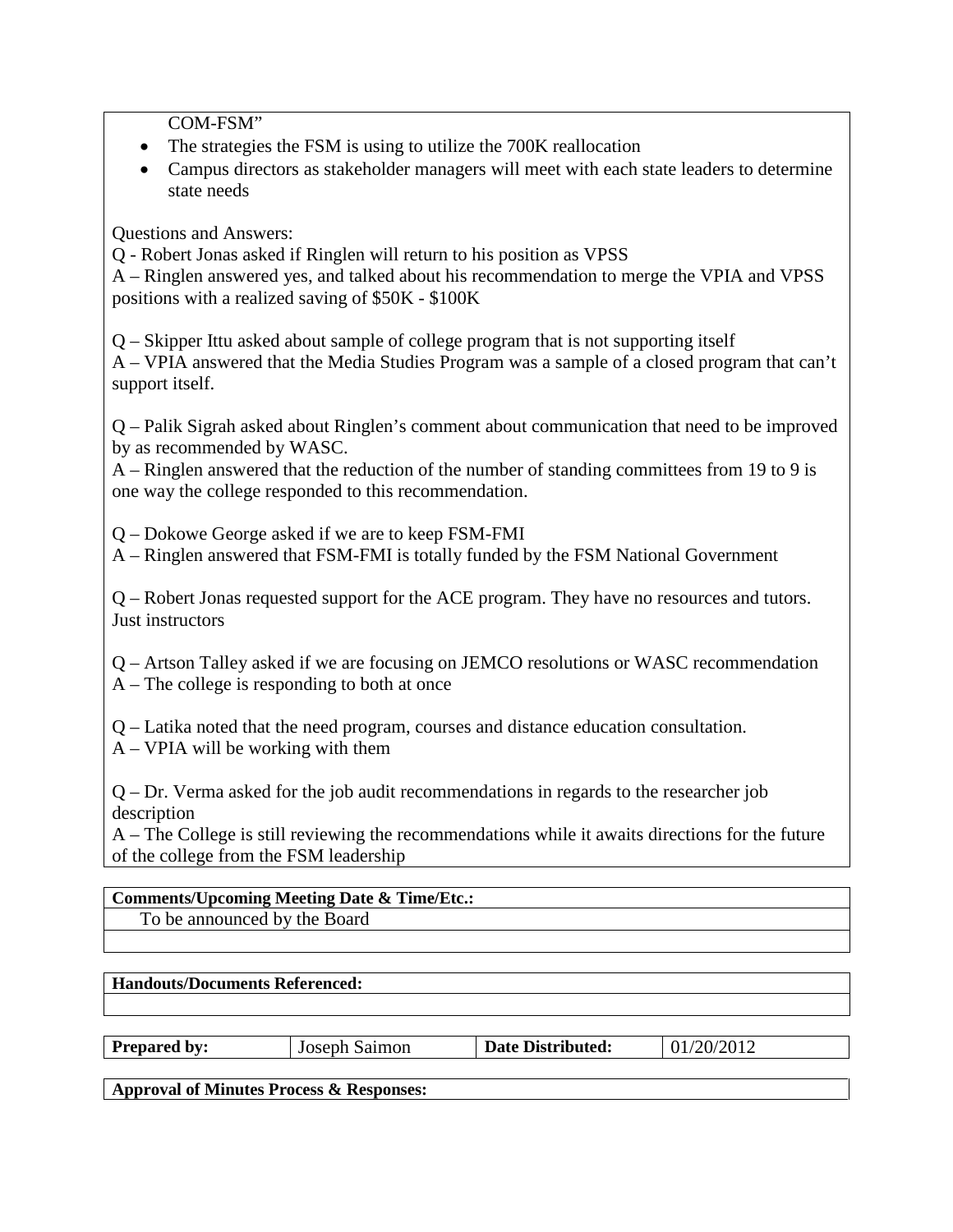COM-FSM"

- The strategies the FSM is using to utilize the 700K reallocation
- Campus directors as stakeholder managers will meet with each state leaders to determine state needs

Questions and Answers:

Q - Robert Jonas asked if Ringlen will return to his position as VPSS
A – Ringlen answered yes, and talked about his recommendation to merge the VPIA and VPSS positions with a realized saving of $50K - $100K

Q – Skipper Ittu asked about sample of college program that is not supporting itself
A – VPIA answered that the Media Studies Program was a sample of a closed program that can't support itself.

Q – Palik Sigrah asked about Ringlen's comment about communication that need to be improved by as recommended by WASC.
A – Ringlen answered that the reduction of the number of standing committees from 19 to 9 is one way the college responded to this recommendation.

Q – Dokowe George asked if we are to keep FSM-FMI
A – Ringlen answered that FSM-FMI is totally funded by the FSM National Government

Q – Robert Jonas requested support for the ACE program. They have no resources and tutors. Just instructors

Q – Artson Talley asked if we are focusing on JEMCO resolutions or WASC recommendation
A – The college is responding to both at once

Q – Latika noted that the need program, courses and distance education consultation.
A – VPIA will be working with them

Q – Dr. Verma asked for the job audit recommendations in regards to the researcher job description
A – The College is still reviewing the recommendations while it awaits directions for the future of the college from the FSM leadership

| **Comments/Upcoming Meeting Date & Time/Etc.:** |
|---|
| To be announced by the Board |
| |

| **Handouts/Documents Referenced:** |
|---|
| |

| **Prepared by:** | Joseph Saimon | **Date Distributed:** | 01/20/2012 |
|---|---|---|---|

| **Approval of Minutes Process & Responses:** |
|---|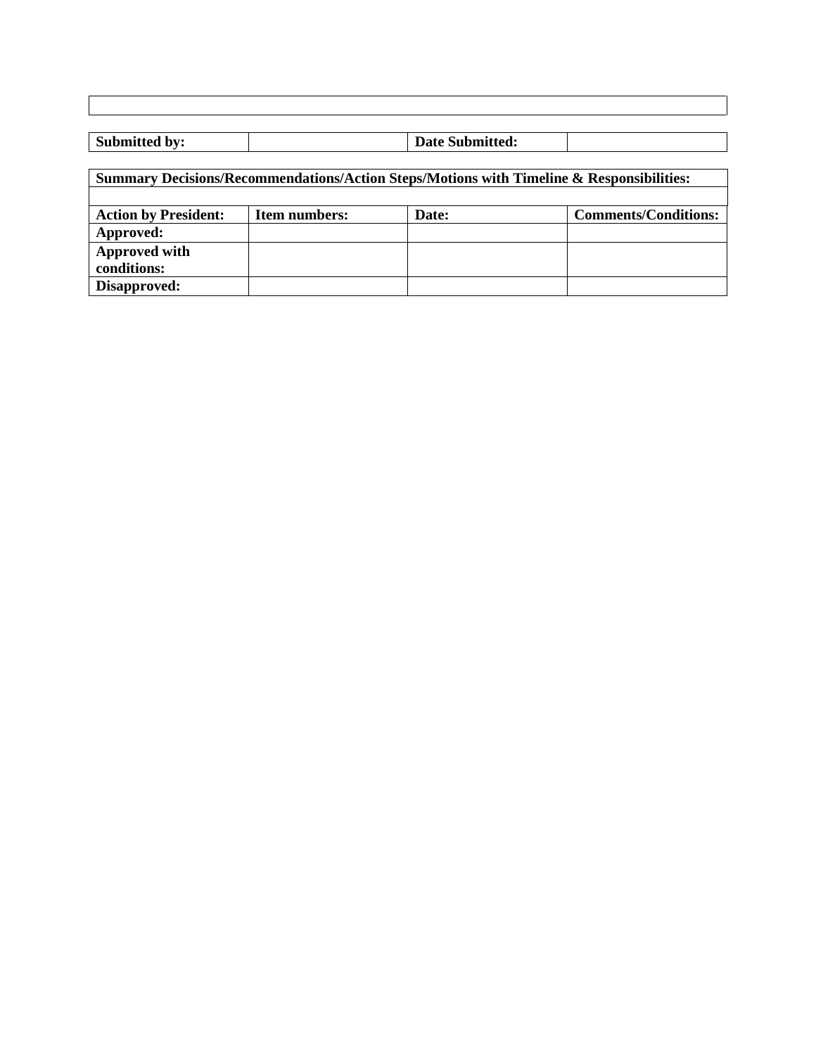| |
|---|
| |

| | | | |
|---|---|---|---|
| **Submitted by:** | | **Date Submitted:** | |

| | | | |
|---|---|---|---|
| **Summary Decisions/Recommendations/Action Steps/Motions with Timeline & Responsibilities:** | | | |
| | | | |
| **Action by President:** | **Item numbers:** | **Date:** | **Comments/Conditions:** |
| **Approved:** | | | |
| **Approved with conditions:** | | | |
| **Disapproved:** | | | |